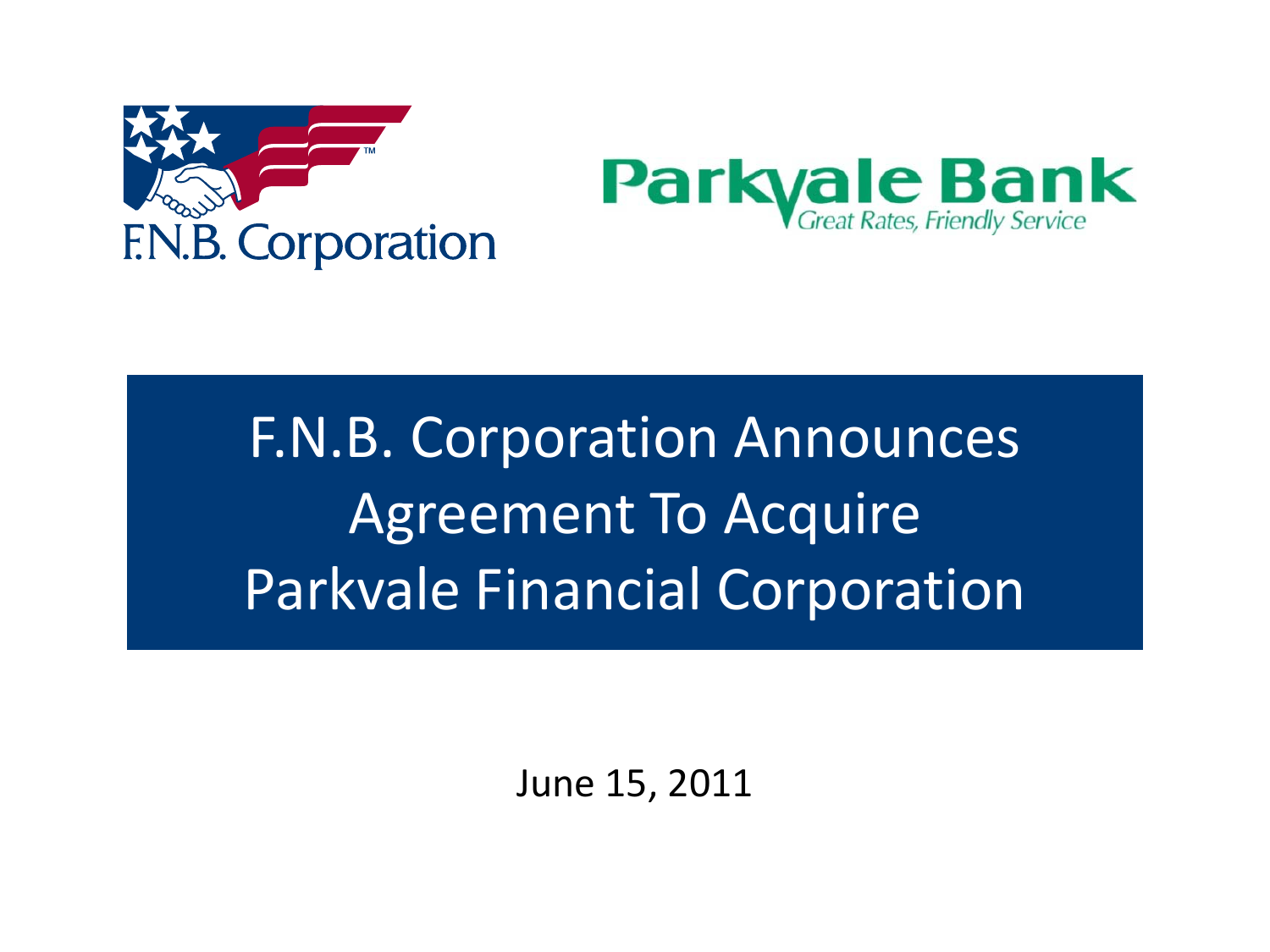F.N.B. Corporation

Parkvale Bank
*Great Rates, Friendly Service*

# F.N.B. Corporation Announces Agreement To Acquire Parkvale Financial Corporation

June 15, 2011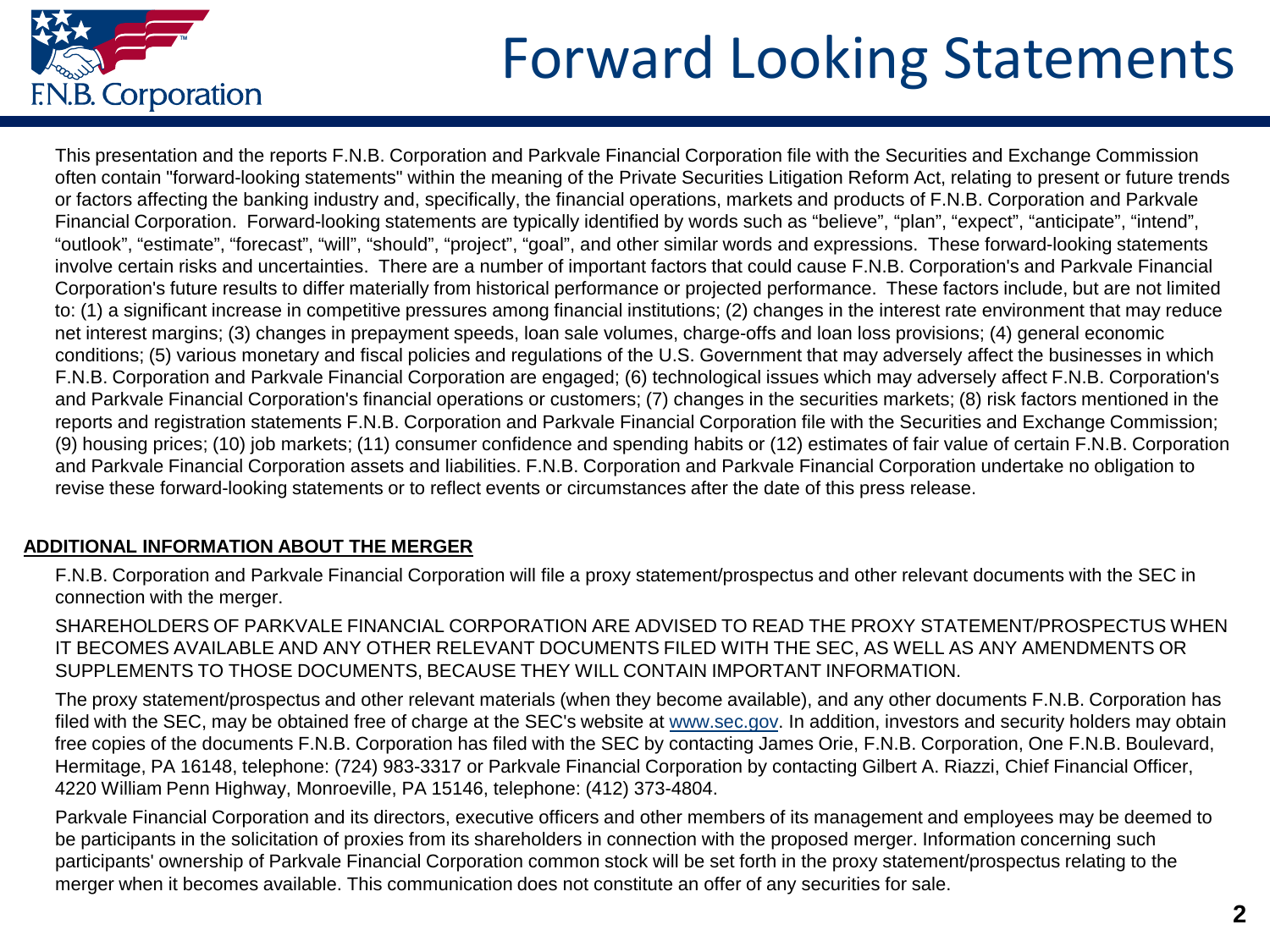# Forward Looking Statements

This presentation and the reports F.N.B. Corporation and Parkvale Financial Corporation file with the Securities and Exchange Commission often contain "forward-looking statements" within the meaning of the Private Securities Litigation Reform Act, relating to present or future trends or factors affecting the banking industry and, specifically, the financial operations, markets and products of F.N.B. Corporation and Parkvale Financial Corporation. Forward-looking statements are typically identified by words such as "believe", "plan", "expect", "anticipate", "intend", "outlook", "estimate", "forecast", "will", "should", "project", "goal", and other similar words and expressions. These forward-looking statements involve certain risks and uncertainties. There are a number of important factors that could cause F.N.B. Corporation's and Parkvale Financial Corporation's future results to differ materially from historical performance or projected performance. These factors include, but are not limited to: (1) a significant increase in competitive pressures among financial institutions; (2) changes in the interest rate environment that may reduce net interest margins; (3) changes in prepayment speeds, loan sale volumes, charge-offs and loan loss provisions; (4) general economic conditions; (5) various monetary and fiscal policies and regulations of the U.S. Government that may adversely affect the businesses in which F.N.B. Corporation and Parkvale Financial Corporation are engaged; (6) technological issues which may adversely affect F.N.B. Corporation's and Parkvale Financial Corporation's financial operations or customers; (7) changes in the securities markets; (8) risk factors mentioned in the reports and registration statements F.N.B. Corporation and Parkvale Financial Corporation file with the Securities and Exchange Commission; (9) housing prices; (10) job markets; (11) consumer confidence and spending habits or (12) estimates of fair value of certain F.N.B. Corporation and Parkvale Financial Corporation assets and liabilities. F.N.B. Corporation and Parkvale Financial Corporation undertake no obligation to revise these forward-looking statements or to reflect events or circumstances after the date of this press release.

**ADDITIONAL INFORMATION ABOUT THE MERGER**

F.N.B. Corporation and Parkvale Financial Corporation will file a proxy statement/prospectus and other relevant documents with the SEC in connection with the merger.

SHAREHOLDERS OF PARKVALE FINANCIAL CORPORATION ARE ADVISED TO READ THE PROXY STATEMENT/PROSPECTUS WHEN IT BECOMES AVAILABLE AND ANY OTHER RELEVANT DOCUMENTS FILED WITH THE SEC, AS WELL AS ANY AMENDMENTS OR SUPPLEMENTS TO THOSE DOCUMENTS, BECAUSE THEY WILL CONTAIN IMPORTANT INFORMATION.

The proxy statement/prospectus and other relevant materials (when they become available), and any other documents F.N.B. Corporation has filed with the SEC, may be obtained free of charge at the SEC's website at www.sec.gov. In addition, investors and security holders may obtain free copies of the documents F.N.B. Corporation has filed with the SEC by contacting James Orie, F.N.B. Corporation, One F.N.B. Boulevard, Hermitage, PA 16148, telephone: (724) 983-3317 or Parkvale Financial Corporation by contacting Gilbert A. Riazzi, Chief Financial Officer, 4220 William Penn Highway, Monroeville, PA 15146, telephone: (412) 373-4804.

Parkvale Financial Corporation and its directors, executive officers and other members of its management and employees may be deemed to be participants in the solicitation of proxies from its shareholders in connection with the proposed merger. Information concerning such participants' ownership of Parkvale Financial Corporation common stock will be set forth in the proxy statement/prospectus relating to the merger when it becomes available. This communication does not constitute an offer of any securities for sale.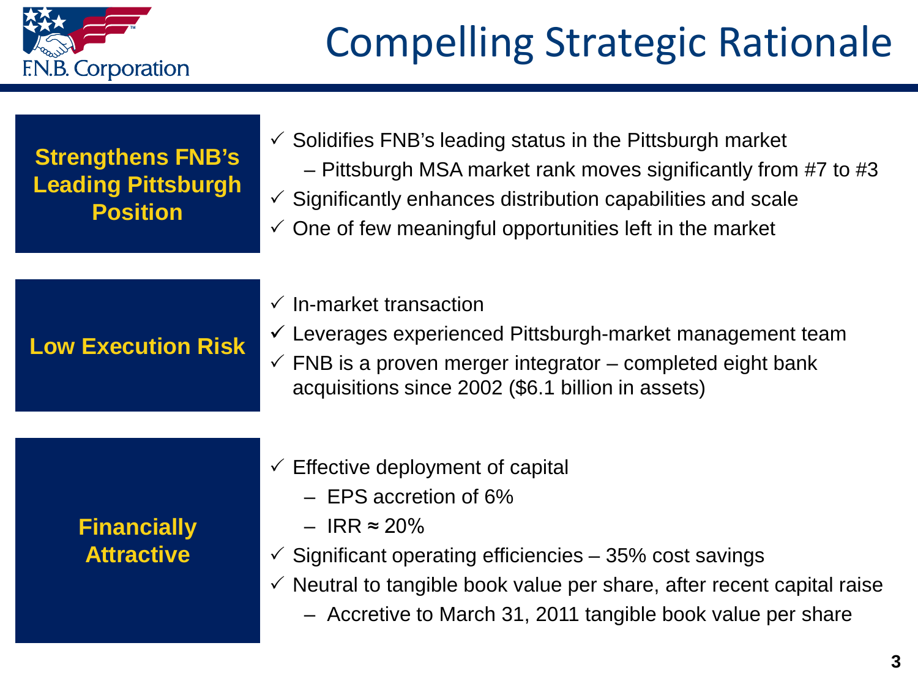# Compelling Strategic Rationale

## Strengthens FNB's Leading Pittsburgh Position

- ✓ Solidifies FNB's leading status in the Pittsburgh market
  - Pittsburgh MSA market rank moves significantly from #7 to #3
- ✓ Significantly enhances distribution capabilities and scale
- ✓ One of few meaningful opportunities left in the market

## Low Execution Risk

- ✓ In-market transaction
- ✓ Leverages experienced Pittsburgh-market management team
- ✓ FNB is a proven merger integrator – completed eight bank acquisitions since 2002 ($6.1 billion in assets)

## Financially Attractive

- ✓ Effective deployment of capital
  - EPS accretion of 6%
  - IRR ≈ 20%
- ✓ Significant operating efficiencies – 35% cost savings
- ✓ Neutral to tangible book value per share, after recent capital raise
  - Accretive to March 31, 2011 tangible book value per share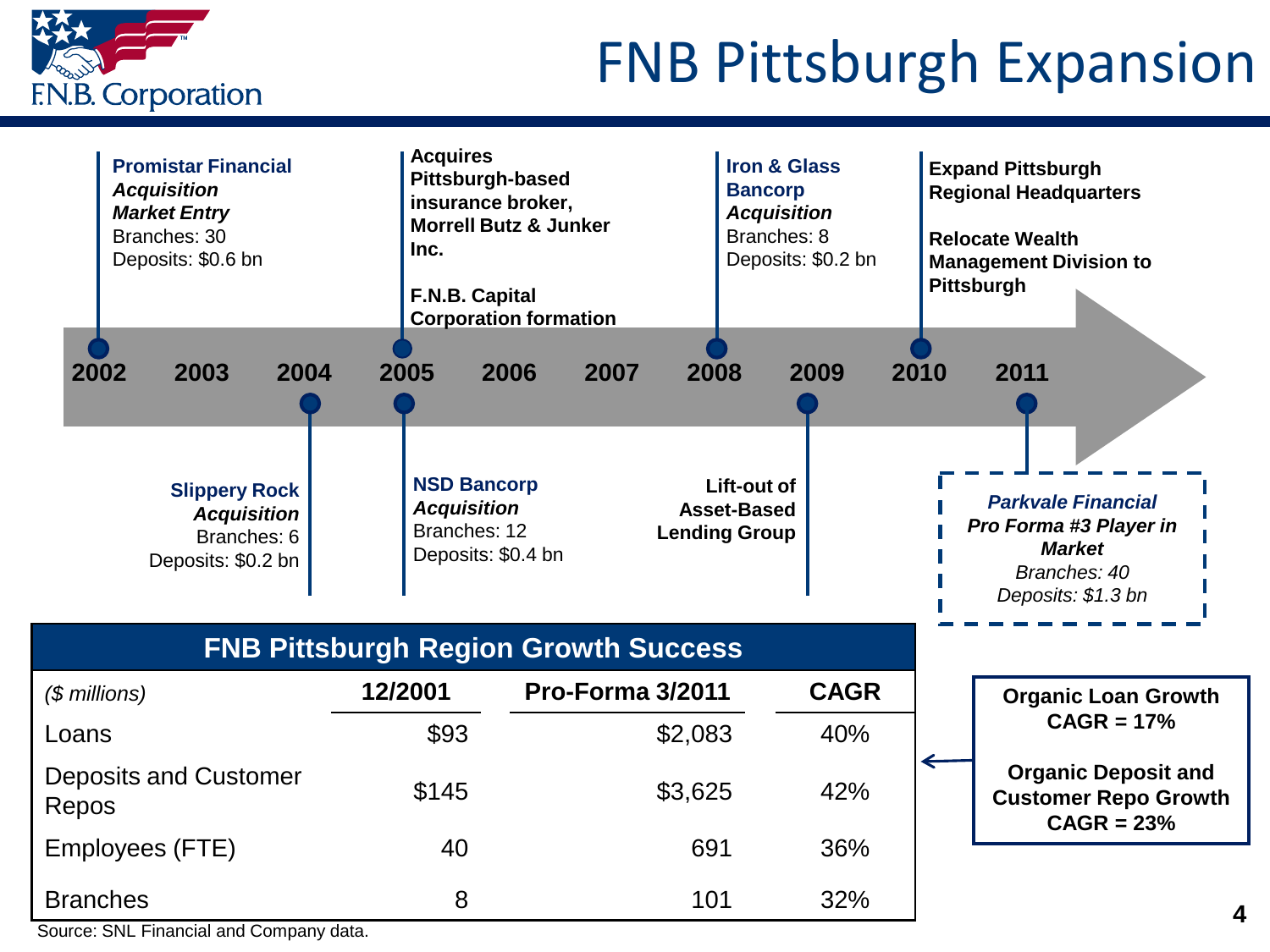# FNB Pittsburgh Expansion

**2002** – **Promistar Financial**
***Acquisition***
***Market Entry***
Branches: 30
Deposits: $0.6 bn

**2004** – **Slippery Rock**
***Acquisition***
Branches: 6
Deposits: $0.2 bn

**2005** – **Acquires Pittsburgh-based insurance broker, Morrell Butz & Junker Inc.**

**F.N.B. Capital Corporation formation**

**2005** – **NSD Bancorp**
***Acquisition***
Branches: 12
Deposits: $0.4 bn

**2008** – **Iron & Glass Bancorp**
***Acquisition***
Branches: 8
Deposits: $0.2 bn

**2009** – **Lift-out of Asset-Based Lending Group**

**2010** – **Expand Pittsburgh Regional Headquarters**

**Relocate Wealth Management Division to Pittsburgh**

**2011** – ***Parkvale Financial***
***Pro Forma #3 Player in Market***
*Branches: 40*
*Deposits: $1.3 bn*

## FNB Pittsburgh Region Growth Success

| *($ millions)* | 12/2001 | Pro-Forma 3/2011 | CAGR |
|---|---|---|---|
| Loans | $93 | $2,083 | 40% |
| Deposits and Customer Repos | $145 | $3,625 | 42% |
| Employees (FTE) | 40 | 691 | 36% |
| Branches | 8 | 101 | 32% |

**Organic Loan Growth CAGR = 17%**

**Organic Deposit and Customer Repo Growth CAGR = 23%**

Source: SNL Financial and Company data.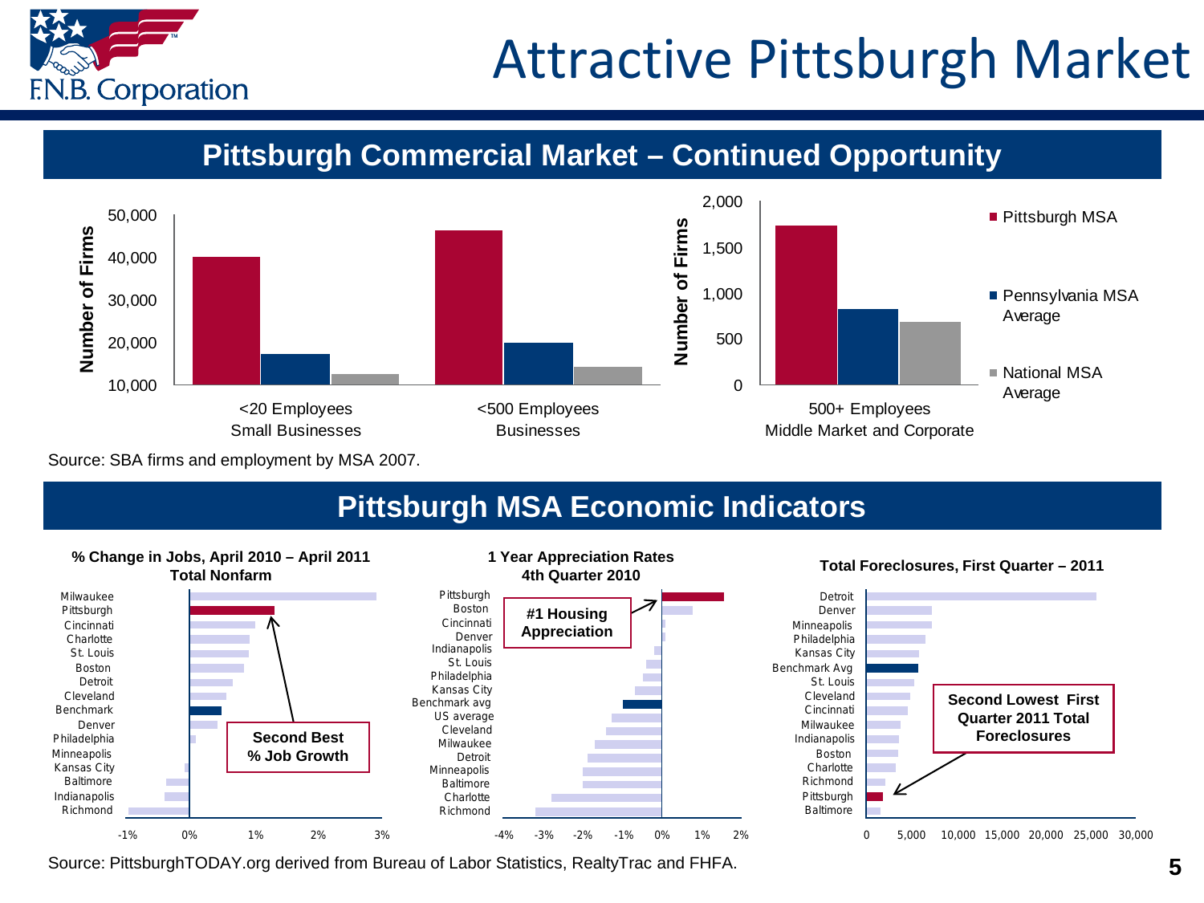# Attractive Pittsburgh Market

## Pittsburgh Commercial Market – Continued Opportunity

Number of Firms

| | Pittsburgh MSA | Pennsylvania MSA Average | National MSA Average |
|---|---|---|---|
| <20 Employees Small Businesses | | | |
| <500 Employees Businesses | | | |
| 500+ Employees Middle Market and Corporate | | | |

Source: SBA firms and employment by MSA 2007.

## Pittsburgh MSA Economic Indicators

**% Change in Jobs, April 2010 – April 2011 Total Nonfarm**

Milwaukee, Pittsburgh, Cincinnati, Charlotte, St. Louis, Boston, Detroit, Cleveland, Benchmark, Denver, Philadelphia, Minneapolis, Kansas City, Baltimore, Indianapolis, Richmond

**Second Best % Job Growth**

**1 Year Appreciation Rates 4th Quarter 2010**

Pittsburgh, Boston, Cincinnati, Denver, Indianapolis, St. Louis, Philadelphia, Kansas City, Benchmark avg, US average, Cleveland, Milwaukee, Detroit, Minneapolis, Baltimore, Charlotte, Richmond

**#1 Housing Appreciation**

**Total Foreclosures, First Quarter – 2011**

Detroit, Denver, Minneapolis, Philadelphia, Kansas City, Benchmark Avg, St. Louis, Cleveland, Cincinnati, Milwaukee, Indianapolis, Boston, Charlotte, Richmond, Pittsburgh, Baltimore

**Second Lowest First Quarter 2011 Total Foreclosures**

Source: PittsburghTODAY.org derived from Bureau of Labor Statistics, RealtyTrac and FHFA.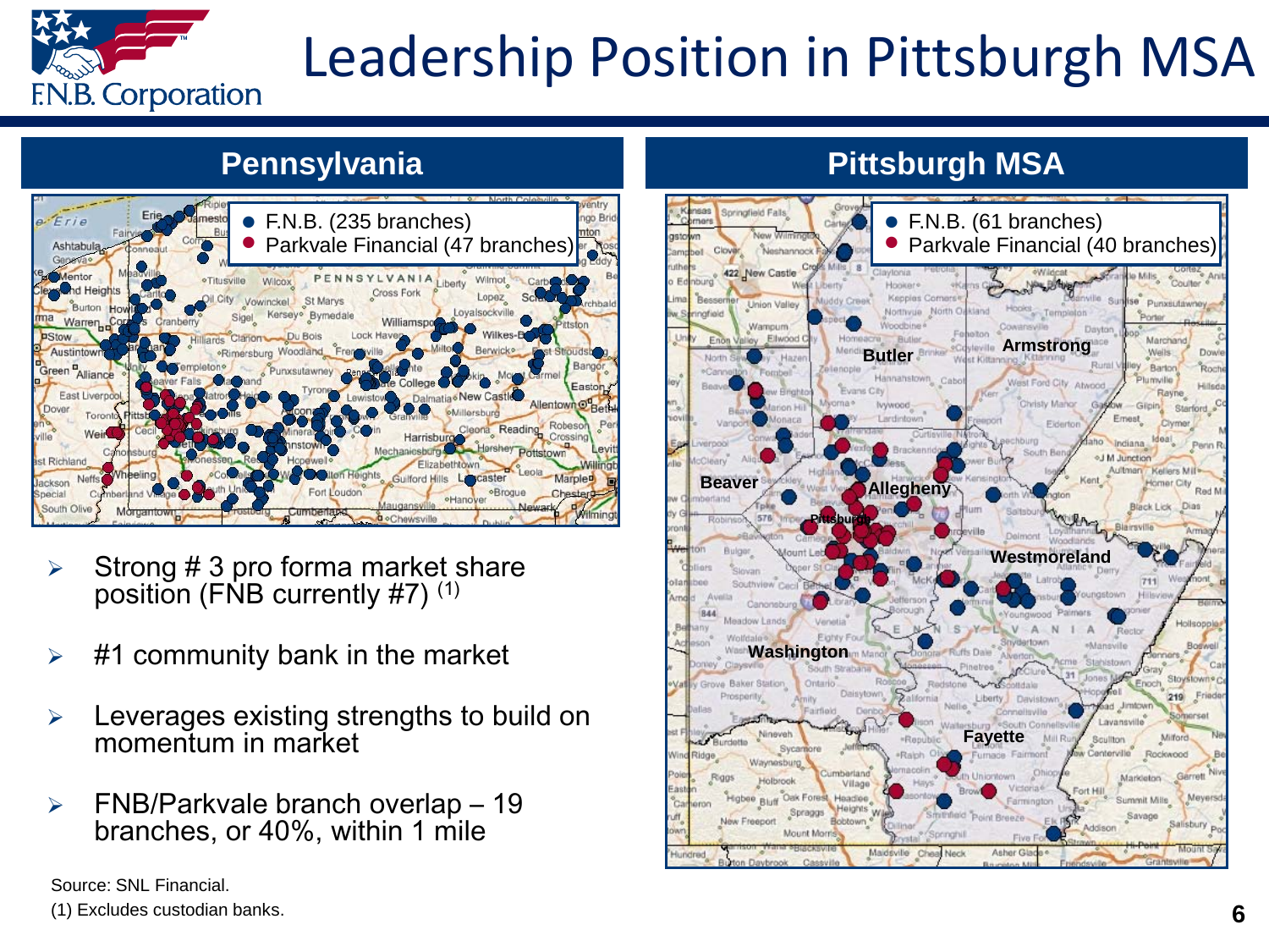# Leadership Position in Pittsburgh MSA

## Pennsylvania

- F.N.B. (235 branches)
- Parkvale Financial (47 branches)

## Pittsburgh MSA

- F.N.B. (61 branches)
- Parkvale Financial (40 branches)

- Strong # 3 pro forma market share position (FNB currently #7) (1)
- #1 community bank in the market
- Leverages existing strengths to build on momentum in market
- FNB/Parkvale branch overlap – 19 branches, or 40%, within 1 mile

Source: SNL Financial.

(1) Excludes custodian banks.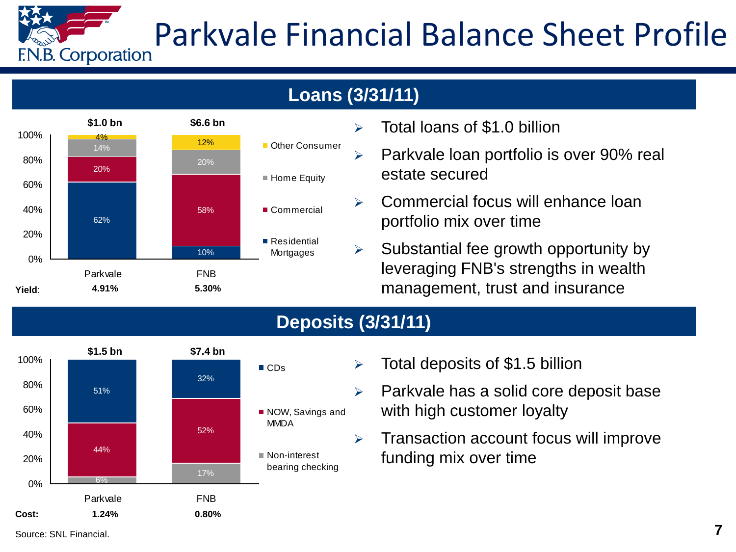# Parkvale Financial Balance Sheet Profile

## Loans (3/31/11)

| | Parkvale | FNB |
|---|---|---|
| Total | $1.0 bn | $6.6 bn |
| Other Consumer | 4% | 12% |
| Home Equity | 14% | 20% |
| Commercial | 20% | 58% |
| Residential Mortgages | 62% | 10% |
| **Yield:** | **4.91%** | **5.30%** |

- Total loans of $1.0 billion
- Parkvale loan portfolio is over 90% real estate secured
- Commercial focus will enhance loan portfolio mix over time
- Substantial fee growth opportunity by leveraging FNB's strengths in wealth management, trust and insurance

## Deposits (3/31/11)

| | Parkvale | FNB |
|---|---|---|
| Total | $1.5 bn | $7.4 bn |
| CDs | 51% | 32% |
| NOW, Savings and MMDA | 44% | 52% |
| Non-interest bearing checking | 6% | 17% |
| **Cost:** | **1.24%** | **0.80%** |

- Total deposits of $1.5 billion
- Parkvale has a solid core deposit base with high customer loyalty
- Transaction account focus will improve funding mix over time

Source: SNL Financial.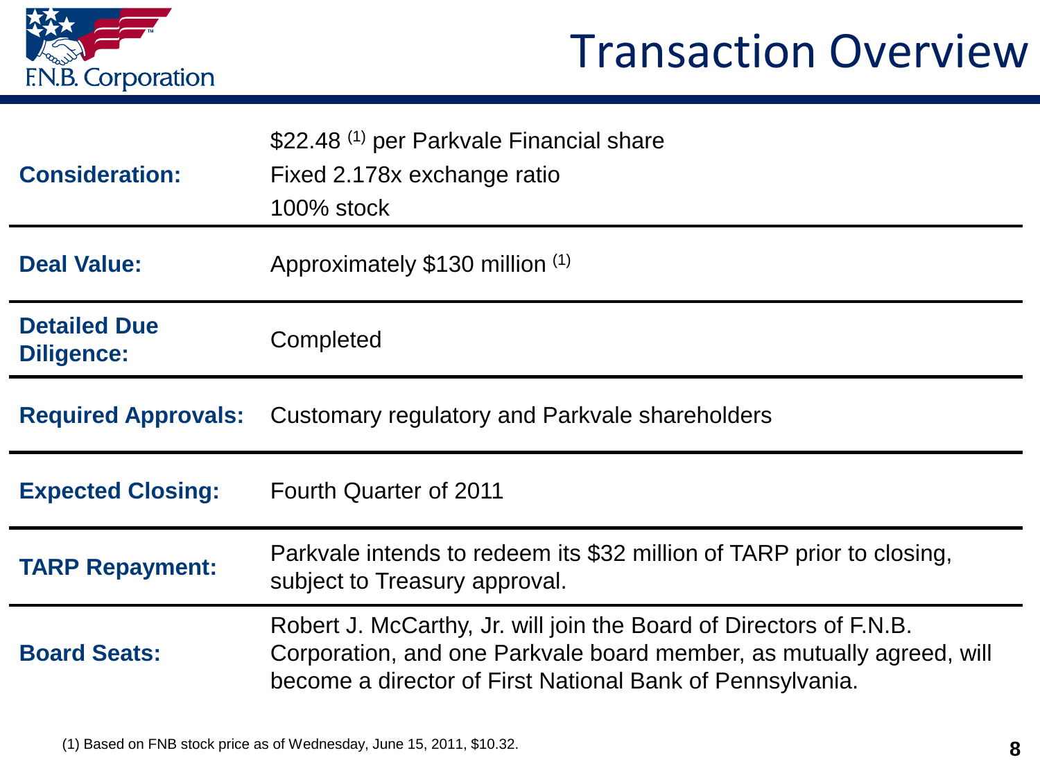# Transaction Overview

| | |
|---|---|
| **Consideration:** | $22.48 [1] per Parkvale Financial share<br>Fixed 2.178x exchange ratio<br>100% stock |
| **Deal Value:** | Approximately $130 million [1] |
| **Detailed Due Diligence:** | Completed |
| **Required Approvals:** | Customary regulatory and Parkvale shareholders |
| **Expected Closing:** | Fourth Quarter of 2011 |
| **TARP Repayment:** | Parkvale intends to redeem its $32 million of TARP prior to closing, subject to Treasury approval. |
| **Board Seats:** | Robert J. McCarthy, Jr. will join the Board of Directors of F.N.B. Corporation, and one Parkvale board member, as mutually agreed, will become a director of First National Bank of Pennsylvania. |

(1) Based on FNB stock price as of Wednesday, June 15, 2011, $10.32.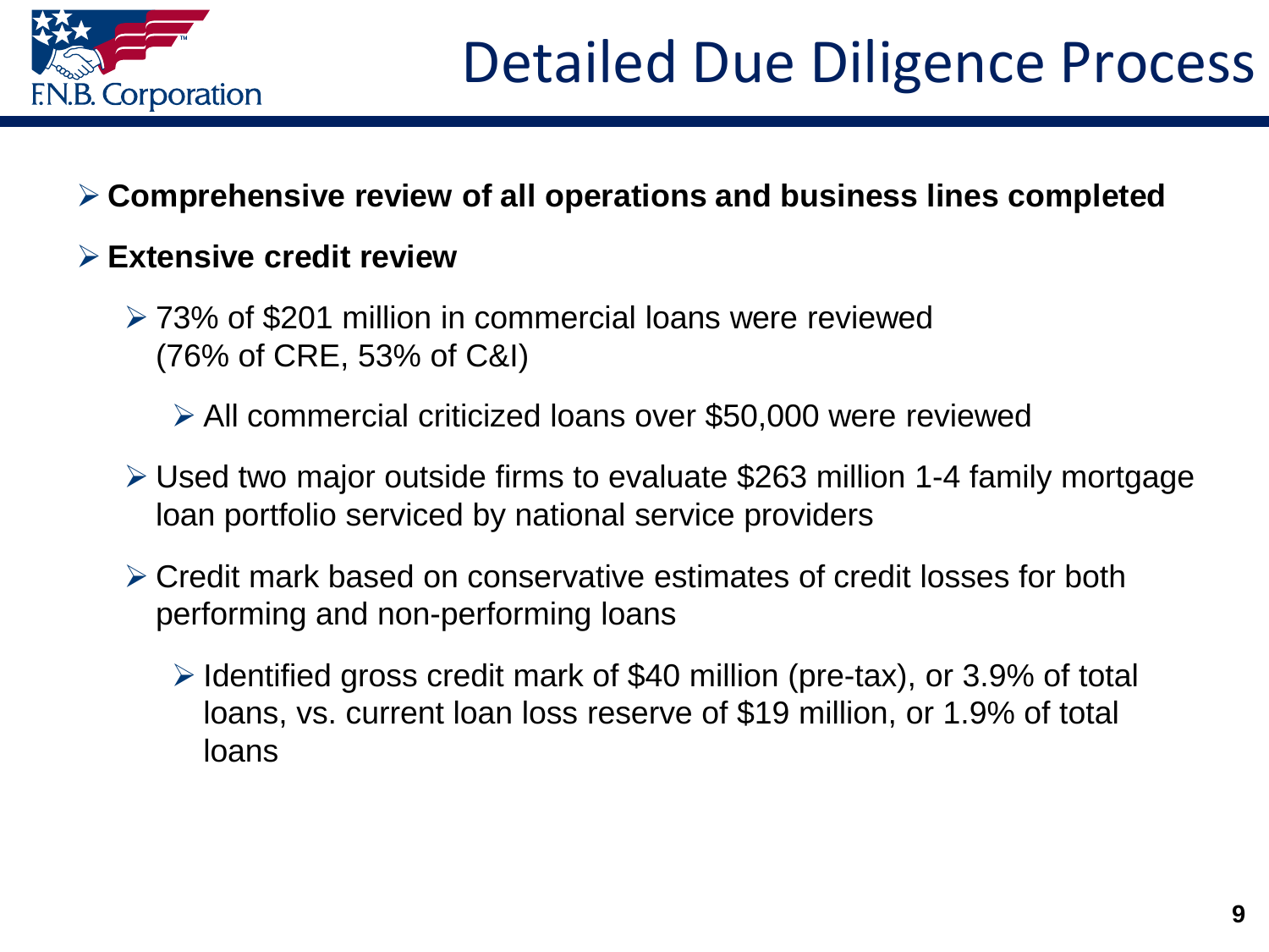# Detailed Due Diligence Process

- **Comprehensive review of all operations and business lines completed**
- **Extensive credit review**
  - 73% of $201 million in commercial loans were reviewed (76% of CRE, 53% of C&I)
    - All commercial criticized loans over $50,000 were reviewed
  - Used two major outside firms to evaluate $263 million 1-4 family mortgage loan portfolio serviced by national service providers
  - Credit mark based on conservative estimates of credit losses for both performing and non-performing loans
    - Identified gross credit mark of $40 million (pre-tax), or 3.9% of total loans, vs. current loan loss reserve of $19 million, or 1.9% of total loans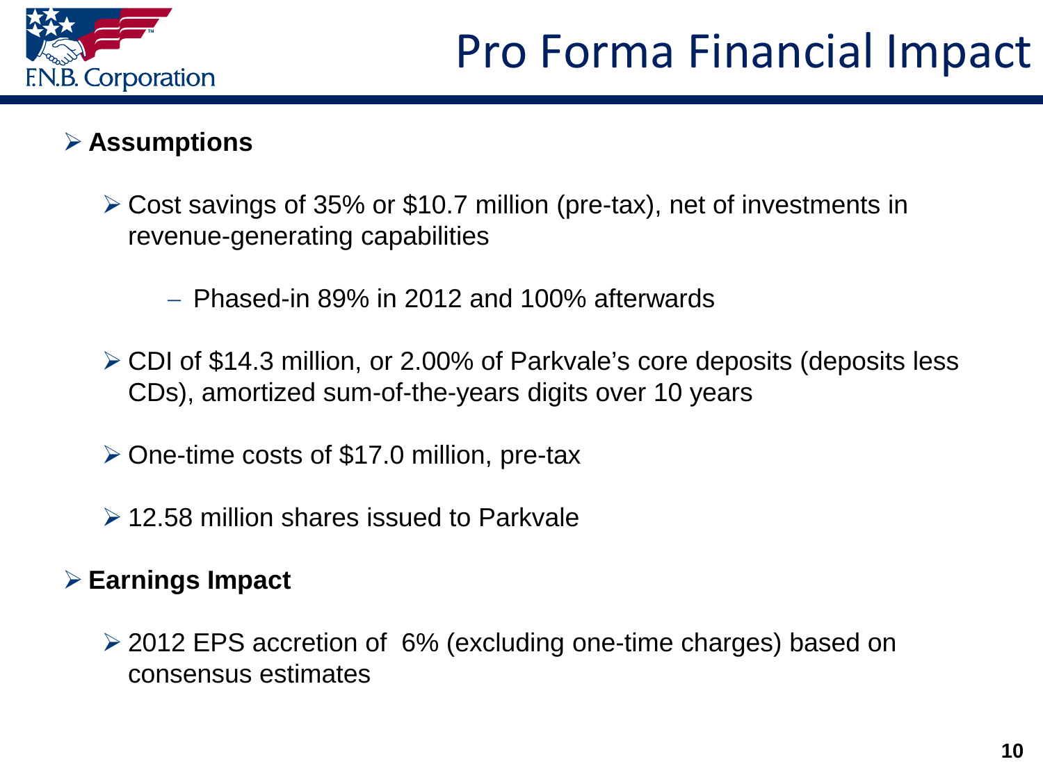# Pro Forma Financial Impact

- **Assumptions**
  - Cost savings of 35% or $10.7 million (pre-tax), net of investments in revenue-generating capabilities
    - Phased-in 89% in 2012 and 100% afterwards
  - CDI of $14.3 million, or 2.00% of Parkvale's core deposits (deposits less CDs), amortized sum-of-the-years digits over 10 years
  - One-time costs of $17.0 million, pre-tax
  - 12.58 million shares issued to Parkvale
- **Earnings Impact**
  - 2012 EPS accretion of 6% (excluding one-time charges) based on consensus estimates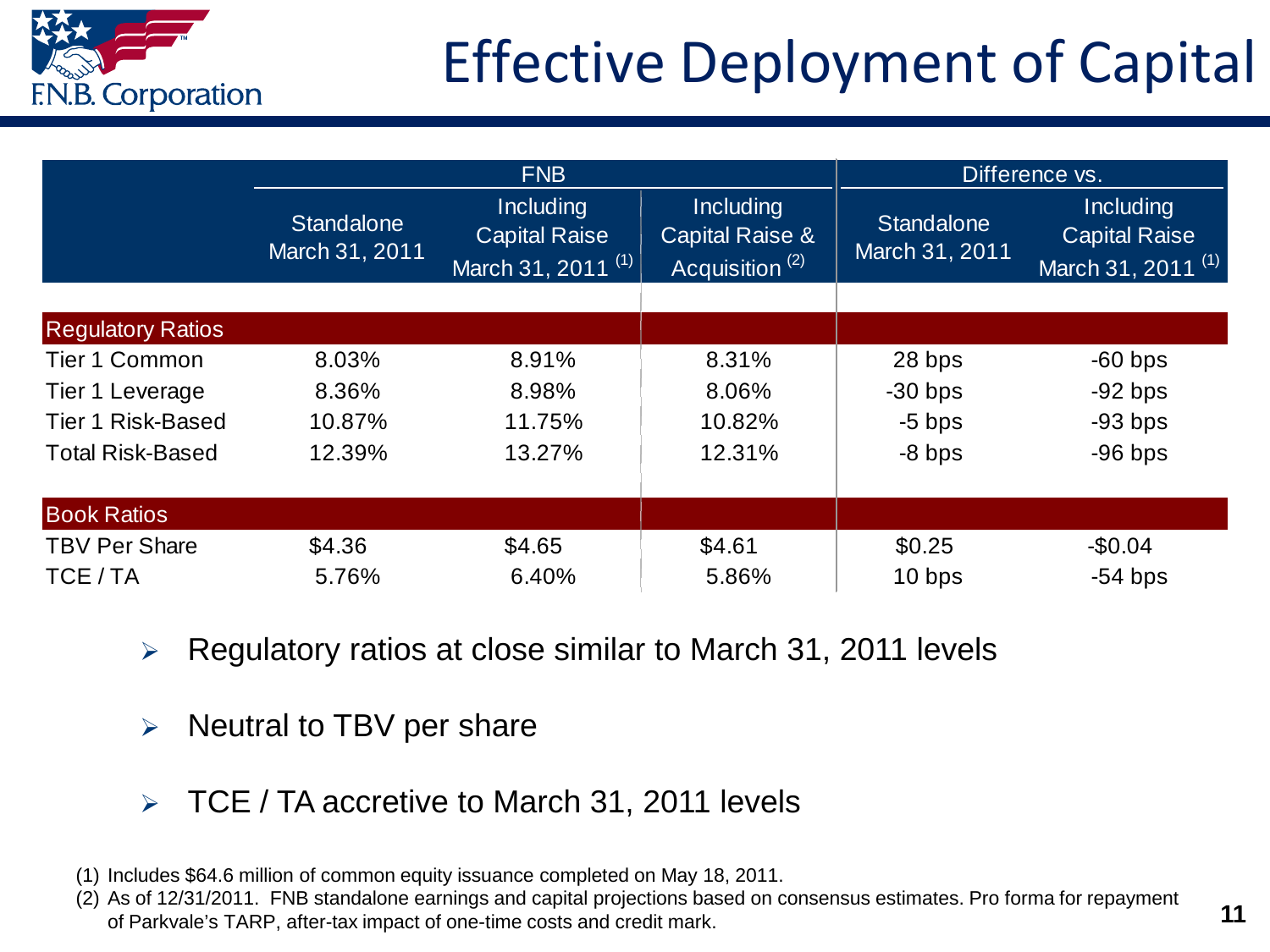# Effective Deployment of Capital

| | FNB | | | Difference vs. | |
|---|---|---|---|---|---|
| | Standalone March 31, 2011 | Including Capital Raise March 31, 2011 (1) | Including Capital Raise & Acquisition (2) | Standalone March 31, 2011 | Including Capital Raise March 31, 2011 (1) |
| **Regulatory Ratios** | | | | | |
| Tier 1 Common | 8.03% | 8.91% | 8.31% | 28 bps | -60 bps |
| Tier 1 Leverage | 8.36% | 8.98% | 8.06% | -30 bps | -92 bps |
| Tier 1 Risk-Based | 10.87% | 11.75% | 10.82% | -5 bps | -93 bps |
| Total Risk-Based | 12.39% | 13.27% | 12.31% | -8 bps | -96 bps |
| **Book Ratios** | | | | | |
| TBV Per Share | $4.36 | $4.65 | $4.61 | $0.25 | -$0.04 |
| TCE / TA | 5.76% | 6.40% | 5.86% | 10 bps | -54 bps |

- Regulatory ratios at close similar to March 31, 2011 levels
- Neutral to TBV per share
- TCE / TA accretive to March 31, 2011 levels

(1) Includes $64.6 million of common equity issuance completed on May 18, 2011.

(2) As of 12/31/2011. FNB standalone earnings and capital projections based on consensus estimates. Pro forma for repayment of Parkvale's TARP, after-tax impact of one-time costs and credit mark.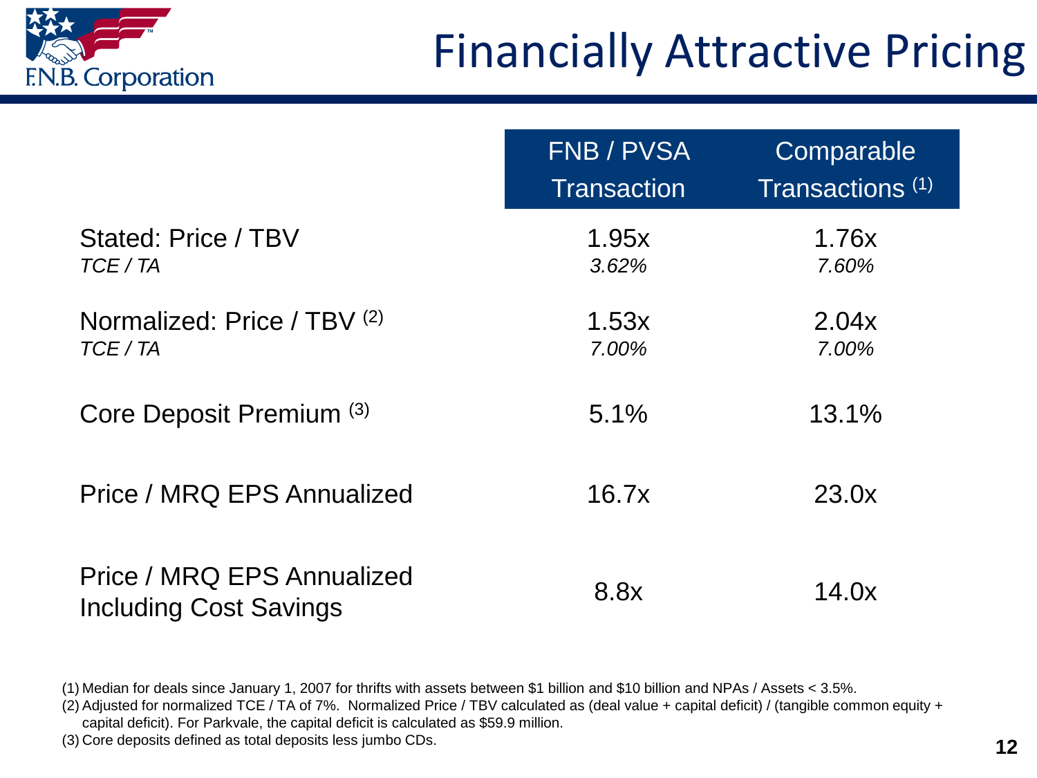# Financially Attractive Pricing

| | FNB / PVSA Transaction | Comparable Transactions [1] |
|---|---|---|
| Stated: Price / TBV | 1.95x | 1.76x |
| *TCE / TA* | *3.62%* | *7.60%* |
| Normalized: Price / TBV [2] | 1.53x | 2.04x |
| *TCE / TA* | *7.00%* | *7.00%* |
| Core Deposit Premium [3] | 5.1% | 13.1% |
| Price / MRQ EPS Annualized | 16.7x | 23.0x |
| Price / MRQ EPS Annualized Including Cost Savings | 8.8x | 14.0x |

(1) Median for deals since January 1, 2007 for thrifts with assets between $1 billion and $10 billion and NPAs / Assets < 3.5%.

(2) Adjusted for normalized TCE / TA of 7%. Normalized Price / TBV calculated as (deal value + capital deficit) / (tangible common equity + capital deficit). For Parkvale, the capital deficit is calculated as $59.9 million.

(3) Core deposits defined as total deposits less jumbo CDs.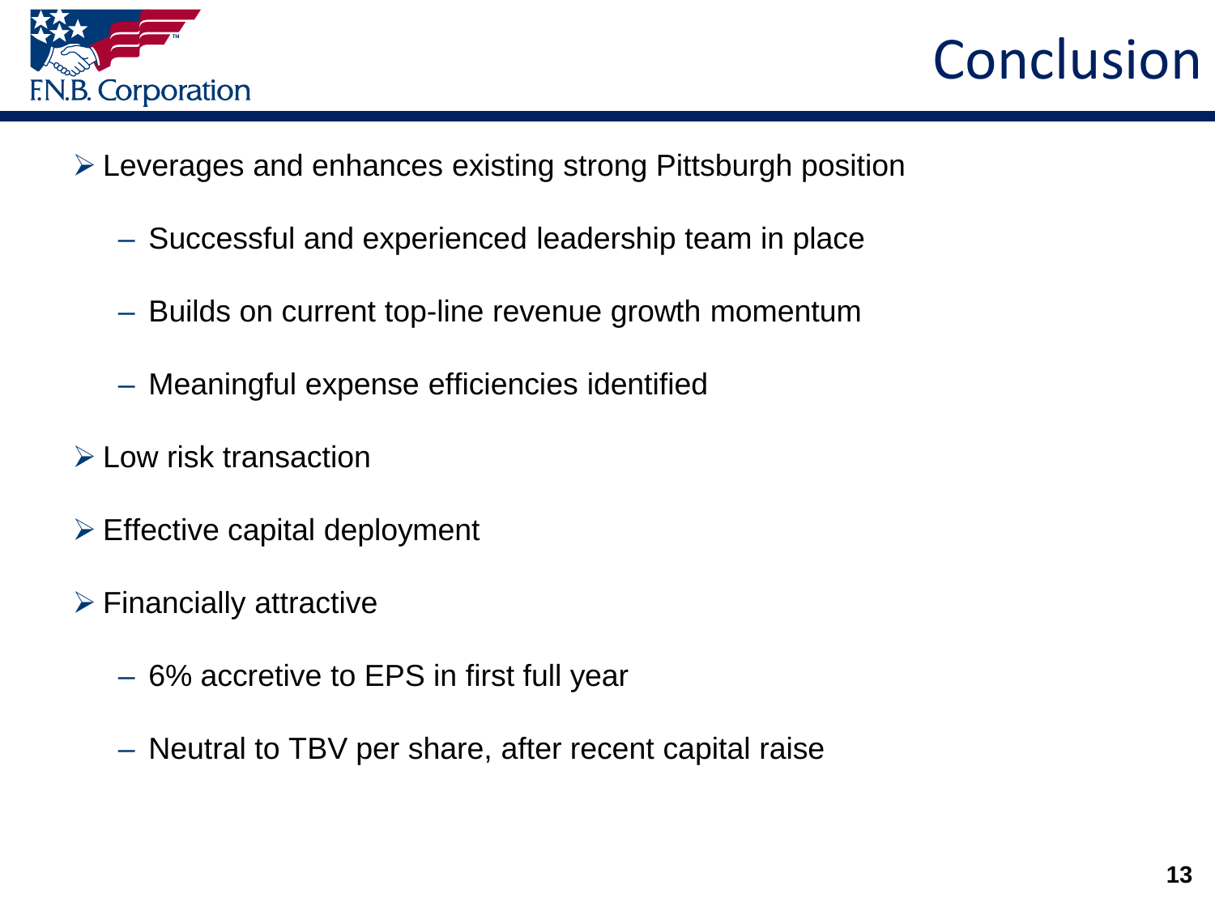# Conclusion

- Leverages and enhances existing strong Pittsburgh position
  - Successful and experienced leadership team in place
  - Builds on current top-line revenue growth momentum
  - Meaningful expense efficiencies identified
- Low risk transaction
- Effective capital deployment
- Financially attractive
  - 6% accretive to EPS in first full year
  - Neutral to TBV per share, after recent capital raise